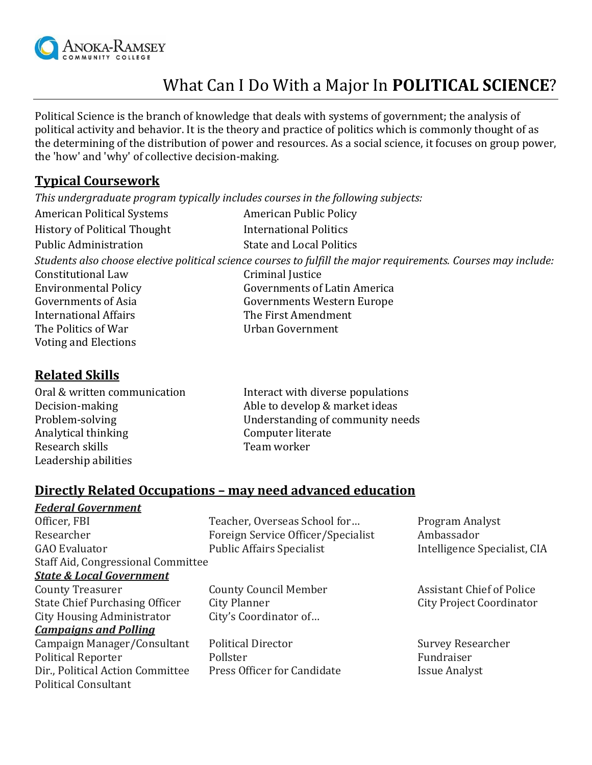Anoka-Ramsey Community College

# What Can I Do With a Major In **POLITICAL SCIENCE**?

Political Science is the branch of knowledge that deals with systems of government; the analysis of political activity and behavior. It is the theory and practice of politics which is commonly thought of as the determining of the distribution of power and resources. As a social science, it focuses on group power, the 'how' and 'why' of collective decision-making.

## Typical Coursework

*This undergraduate program typically includes courses in the following subjects:*

- American Political Systems
- American Public Policy
- History of Political Thought
- International Politics
- Public Administration
- State and Local Politics

*Students also choose elective political science courses to fulfill the major requirements. Courses may include:*

- Constitutional Law
- Criminal Justice
- Environmental Policy
- Governments of Latin America
- Governments of Asia
- Governments Western Europe
- International Affairs
- The First Amendment
- The Politics of War
- Urban Government
- Voting and Elections

## Related Skills

- Oral & written communication
- Interact with diverse populations
- Decision-making
- Able to develop & market ideas
- Problem-solving
- Understanding of community needs
- Analytical thinking
- Computer literate
- Research skills
- Team worker
- Leadership abilities

## Directly Related Occupations – may need advanced education

### *Federal Government*

- Officer, FBI
- Teacher, Overseas School for…
- Program Analyst
- Researcher
- Foreign Service Officer/Specialist
- Ambassador
- GAO Evaluator
- Public Affairs Specialist
- Intelligence Specialist, CIA
- Staff Aid, Congressional Committee

### *State & Local Government*

- County Treasurer
- County Council Member
- Assistant Chief of Police
- State Chief Purchasing Officer
- City Planner
- City Project Coordinator
- City Housing Administrator
- City's Coordinator of…

### *Campaigns and Polling*

- Campaign Manager/Consultant
- Political Director
- Survey Researcher
- Political Reporter
- Pollster
- Fundraiser
- Dir., Political Action Committee
- Press Officer for Candidate
- Issue Analyst
- Political Consultant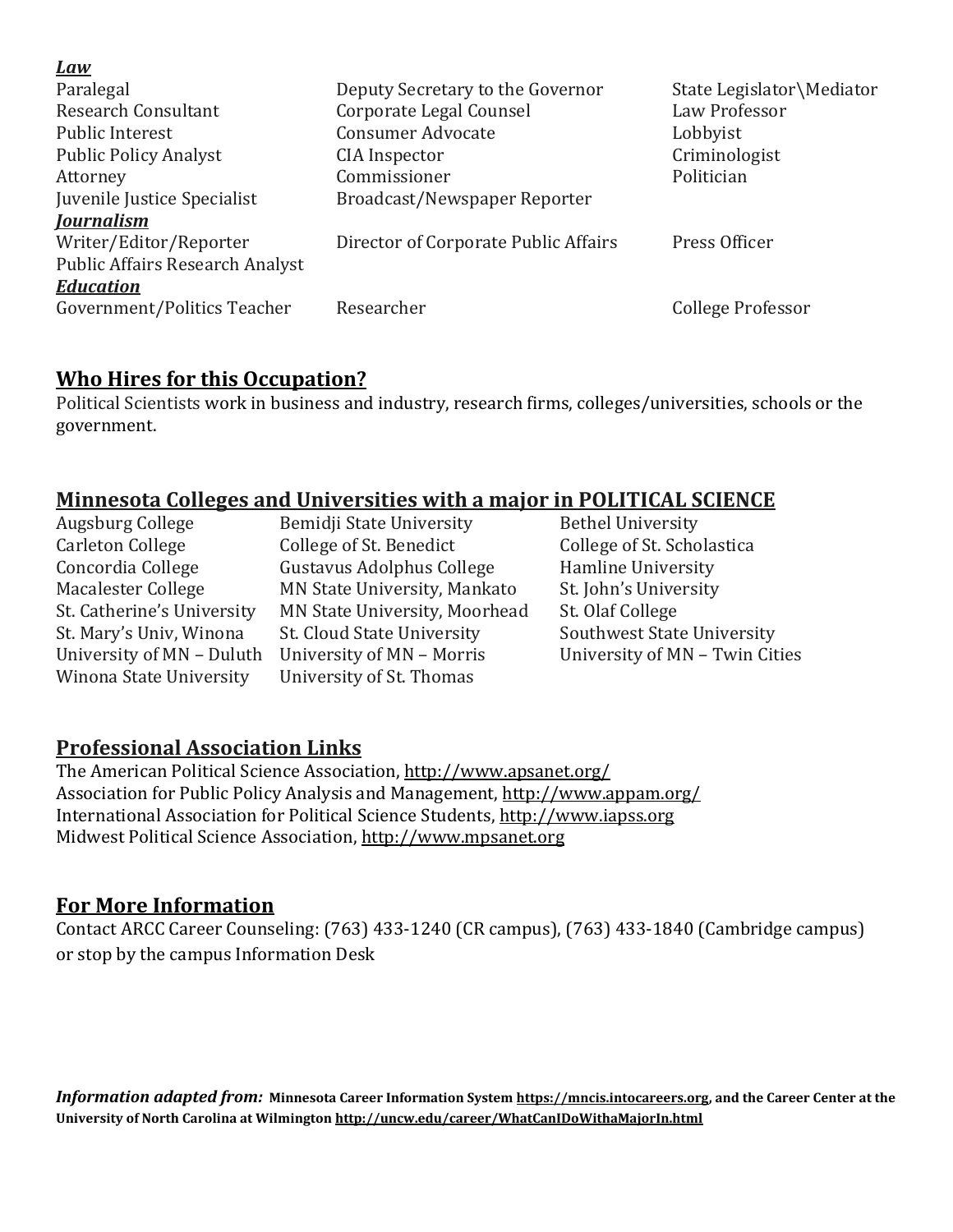***Law***

| | | |
|---|---|---|
| Paralegal | Deputy Secretary to the Governor | State Legislator\Mediator |
| Research Consultant | Corporate Legal Counsel | Law Professor |
| Public Interest | Consumer Advocate | Lobbyist |
| Public Policy Analyst | CIA Inspector | Criminologist |
| Attorney | Commissioner | Politician |
| Juvenile Justice Specialist | Broadcast/Newspaper Reporter | |

***Journalism***

| | | |
|---|---|---|
| Writer/Editor/Reporter | Director of Corporate Public Affairs | Press Officer |
| Public Affairs Research Analyst | | |

***Education***

| | | |
|---|---|---|
| Government/Politics Teacher | Researcher | College Professor |

## Who Hires for this Occupation?

Political Scientists work in business and industry, research firms, colleges/universities, schools or the government.

## Minnesota Colleges and Universities with a major in POLITICAL SCIENCE

| | | |
|---|---|---|
| Augsburg College | Bemidji State University | Bethel University |
| Carleton College | College of St. Benedict | College of St. Scholastica |
| Concordia College | Gustavus Adolphus College | Hamline University |
| Macalester College | MN State University, Mankato | St. John's University |
| St. Catherine's University | MN State University, Moorhead | St. Olaf College |
| St. Mary's Univ, Winona | St. Cloud State University | Southwest State University |
| University of MN – Duluth | University of MN – Morris | University of MN – Twin Cities |
| Winona State University | University of St. Thomas | |

## Professional Association Links

The American Political Science Association, http://www.apsanet.org/
Association for Public Policy Analysis and Management, http://www.appam.org/
International Association for Political Science Students, http://www.iapss.org
Midwest Political Science Association, http://www.mpsanet.org

## For More Information

Contact ARCC Career Counseling: (763) 433-1240 (CR campus), (763) 433-1840 (Cambridge campus) or stop by the campus Information Desk

***Information adapted from:*** **Minnesota Career Information System https://mncis.intocareers.org, and the Career Center at the University of North Carolina at Wilmington http://uncw.edu/career/WhatCanIDoWithaMajorIn.html**